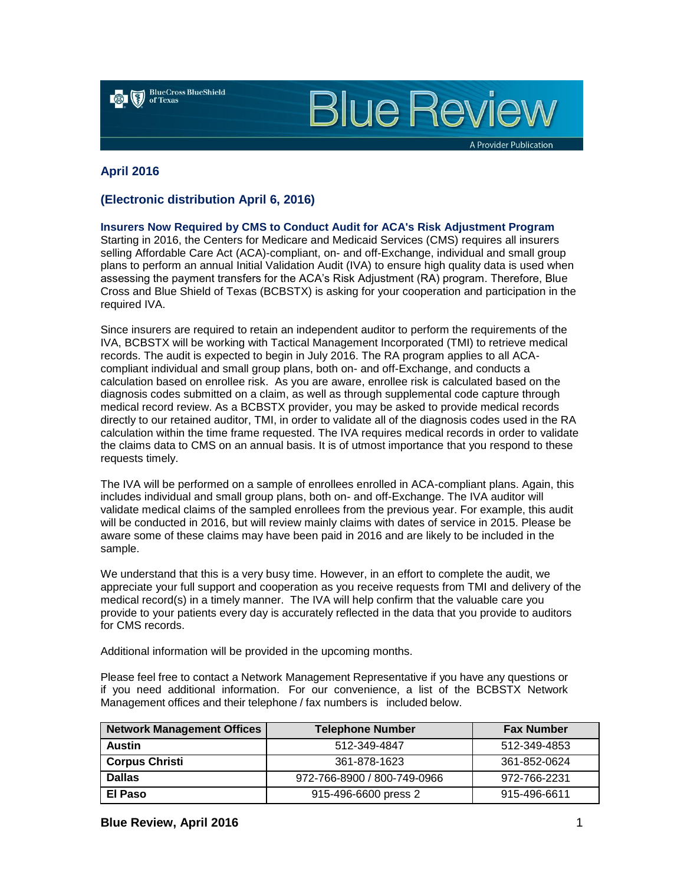# Blue Review

A Provider Publication

## April 2016

## (Electronic distribution April 6, 2016)

### Insurers Now Required by CMS to Conduct Audit for ACA's Risk Adjustment Program

Starting in 2016, the Centers for Medicare and Medicaid Services (CMS) requires all insurers selling Affordable Care Act (ACA)-compliant, on- and off-Exchange, individual and small group plans to perform an annual Initial Validation Audit (IVA) to ensure high quality data is used when assessing the payment transfers for the ACA's Risk Adjustment (RA) program. Therefore, Blue Cross and Blue Shield of Texas (BCBSTX) is asking for your cooperation and participation in the required IVA.

Since insurers are required to retain an independent auditor to perform the requirements of the IVA, BCBSTX will be working with Tactical Management Incorporated (TMI) to retrieve medical records. The audit is expected to begin in July 2016. The RA program applies to all ACA-compliant individual and small group plans, both on- and off-Exchange, and conducts a calculation based on enrollee risk. As you are aware, enrollee risk is calculated based on the diagnosis codes submitted on a claim, as well as through supplemental code capture through medical record review. As a BCBSTX provider, you may be asked to provide medical records directly to our retained auditor, TMI, in order to validate all of the diagnosis codes used in the RA calculation within the time frame requested. The IVA requires medical records in order to validate the claims data to CMS on an annual basis. It is of utmost importance that you respond to these requests timely.

The IVA will be performed on a sample of enrollees enrolled in ACA-compliant plans. Again, this includes individual and small group plans, both on- and off-Exchange. The IVA auditor will validate medical claims of the sampled enrollees from the previous year. For example, this audit will be conducted in 2016, but will review mainly claims with dates of service in 2015. Please be aware some of these claims may have been paid in 2016 and are likely to be included in the sample.

We understand that this is a very busy time. However, in an effort to complete the audit, we appreciate your full support and cooperation as you receive requests from TMI and delivery of the medical record(s) in a timely manner. The IVA will help confirm that the valuable care you provide to your patients every day is accurately reflected in the data that you provide to auditors for CMS records.

Additional information will be provided in the upcoming months.

Please feel free to contact a Network Management Representative if you have any questions or if you need additional information. For our convenience, a list of the BCBSTX Network Management offices and their telephone / fax numbers is included below.

| Network Management Offices | Telephone Number | Fax Number |
|---|---|---|
| **Austin** | 512-349-4847 | 512-349-4853 |
| **Corpus Christi** | 361-878-1623 | 361-852-0624 |
| **Dallas** | 972-766-8900 / 800-749-0966 | 972-766-2231 |
| **El Paso** | 915-496-6600 press 2 | 915-496-6611 |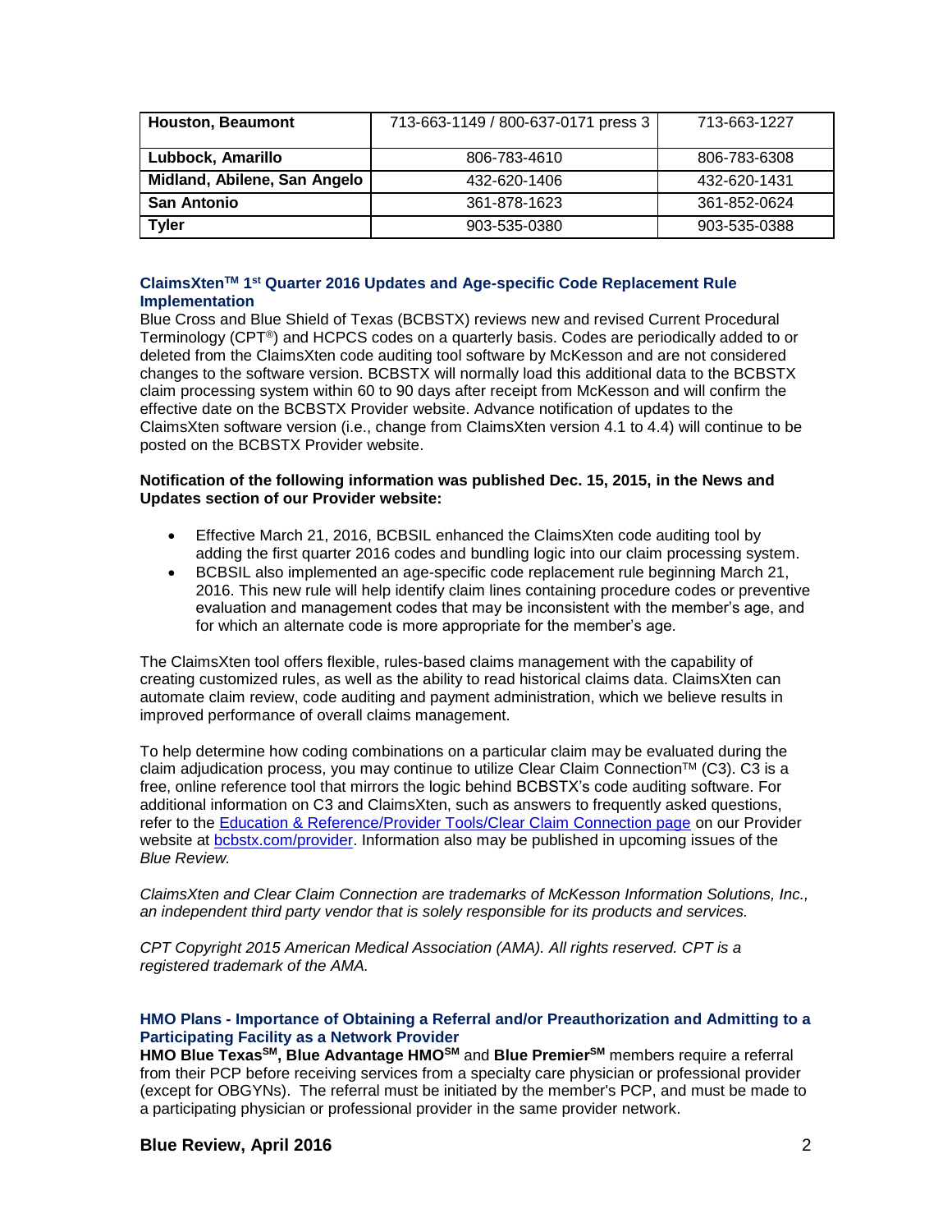| Houston, Beaumont | 713-663-1149 / 800-637-0171 press 3 | 713-663-1227 |
|---|---|---|
| Lubbock, Amarillo | 806-783-4610 | 806-783-6308 |
| Midland, Abilene, San Angelo | 432-620-1406 | 432-620-1431 |
| San Antonio | 361-878-1623 | 361-852-0624 |
| Tyler | 903-535-0380 | 903-535-0388 |

### ClaimsXten™ 1st Quarter 2016 Updates and Age-specific Code Replacement Rule Implementation

Blue Cross and Blue Shield of Texas (BCBSTX) reviews new and revised Current Procedural Terminology (CPT®) and HCPCS codes on a quarterly basis. Codes are periodically added to or deleted from the ClaimsXten code auditing tool software by McKesson and are not considered changes to the software version. BCBSTX will normally load this additional data to the BCBSTX claim processing system within 60 to 90 days after receipt from McKesson and will confirm the effective date on the BCBSTX Provider website. Advance notification of updates to the ClaimsXten software version (i.e., change from ClaimsXten version 4.1 to 4.4) will continue to be posted on the BCBSTX Provider website.

**Notification of the following information was published Dec. 15, 2015, in the News and Updates section of our Provider website:**

- Effective March 21, 2016, BCBSIL enhanced the ClaimsXten code auditing tool by adding the first quarter 2016 codes and bundling logic into our claim processing system.
- BCBSIL also implemented an age-specific code replacement rule beginning March 21, 2016. This new rule will help identify claim lines containing procedure codes or preventive evaluation and management codes that may be inconsistent with the member's age, and for which an alternate code is more appropriate for the member's age.

The ClaimsXten tool offers flexible, rules-based claims management with the capability of creating customized rules, as well as the ability to read historical claims data. ClaimsXten can automate claim review, code auditing and payment administration, which we believe results in improved performance of overall claims management.

To help determine how coding combinations on a particular claim may be evaluated during the claim adjudication process, you may continue to utilize Clear Claim Connection™ (C3). C3 is a free, online reference tool that mirrors the logic behind BCBSTX's code auditing software. For additional information on C3 and ClaimsXten, such as answers to frequently asked questions, refer to the Education & Reference/Provider Tools/Clear Claim Connection page on our Provider website at bcbstx.com/provider. Information also may be published in upcoming issues of the *Blue Review.*

*ClaimsXten and Clear Claim Connection are trademarks of McKesson Information Solutions, Inc., an independent third party vendor that is solely responsible for its products and services.*

*CPT Copyright 2015 American Medical Association (AMA). All rights reserved. CPT is a registered trademark of the AMA.*

### HMO Plans - Importance of Obtaining a Referral and/or Preauthorization and Admitting to a Participating Facility as a Network Provider

**HMO Blue Texas℠, Blue Advantage HMO℠** and **Blue Premier℠** members require a referral from their PCP before receiving services from a specialty care physician or professional provider (except for OBGYNs). The referral must be initiated by the member's PCP, and must be made to a participating physician or professional provider in the same provider network.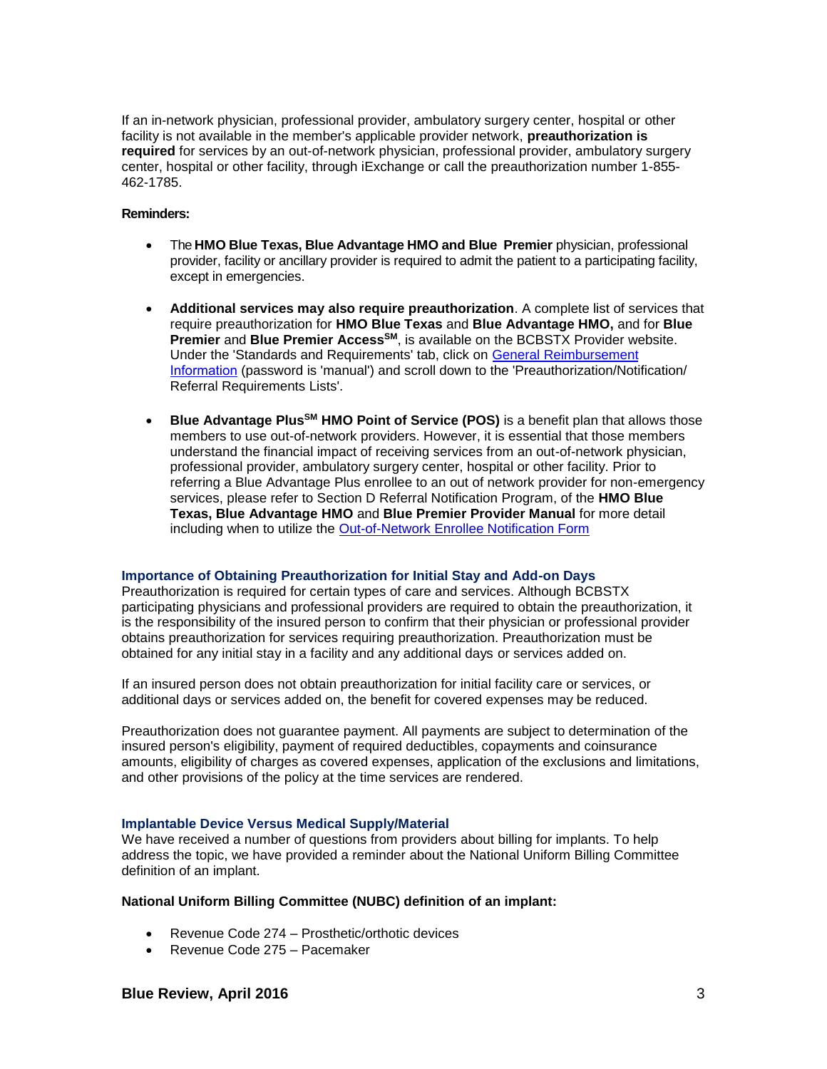If an in-network physician, professional provider, ambulatory surgery center, hospital or other facility is not available in the member's applicable provider network, **preauthorization is required** for services by an out-of-network physician, professional provider, ambulatory surgery center, hospital or other facility, through iExchange or call the preauthorization number 1-855-462-1785.

**Reminders:**

- The **HMO Blue Texas, Blue Advantage HMO and Blue Premier** physician, professional provider, facility or ancillary provider is required to admit the patient to a participating facility, except in emergencies.

- **Additional services may also require preauthorization**. A complete list of services that require preauthorization for **HMO Blue Texas** and **Blue Advantage HMO,** and for **Blue Premier** and **Blue Premier Access[SM]**, is available on the BCBSTX Provider website. Under the 'Standards and Requirements' tab, click on General Reimbursement Information (password is 'manual') and scroll down to the 'Preauthorization/Notification/ Referral Requirements Lists'.

- **Blue Advantage Plus[SM] HMO Point of Service (POS)** is a benefit plan that allows those members to use out-of-network providers. However, it is essential that those members understand the financial impact of receiving services from an out-of-network physician, professional provider, ambulatory surgery center, hospital or other facility. Prior to referring a Blue Advantage Plus enrollee to an out of network provider for non-emergency services, please refer to Section D Referral Notification Program, of the **HMO Blue Texas, Blue Advantage HMO** and **Blue Premier Provider Manual** for more detail including when to utilize the Out-of-Network Enrollee Notification Form

### Importance of Obtaining Preauthorization for Initial Stay and Add-on Days

Preauthorization is required for certain types of care and services. Although BCBSTX participating physicians and professional providers are required to obtain the preauthorization, it is the responsibility of the insured person to confirm that their physician or professional provider obtains preauthorization for services requiring preauthorization. Preauthorization must be obtained for any initial stay in a facility and any additional days or services added on.

If an insured person does not obtain preauthorization for initial facility care or services, or additional days or services added on, the benefit for covered expenses may be reduced.

Preauthorization does not guarantee payment. All payments are subject to determination of the insured person's eligibility, payment of required deductibles, copayments and coinsurance amounts, eligibility of charges as covered expenses, application of the exclusions and limitations, and other provisions of the policy at the time services are rendered.

### Implantable Device Versus Medical Supply/Material

We have received a number of questions from providers about billing for implants. To help address the topic, we have provided a reminder about the National Uniform Billing Committee definition of an implant.

**National Uniform Billing Committee (NUBC) definition of an implant:**

- Revenue Code 274 – Prosthetic/orthotic devices
- Revenue Code 275 – Pacemaker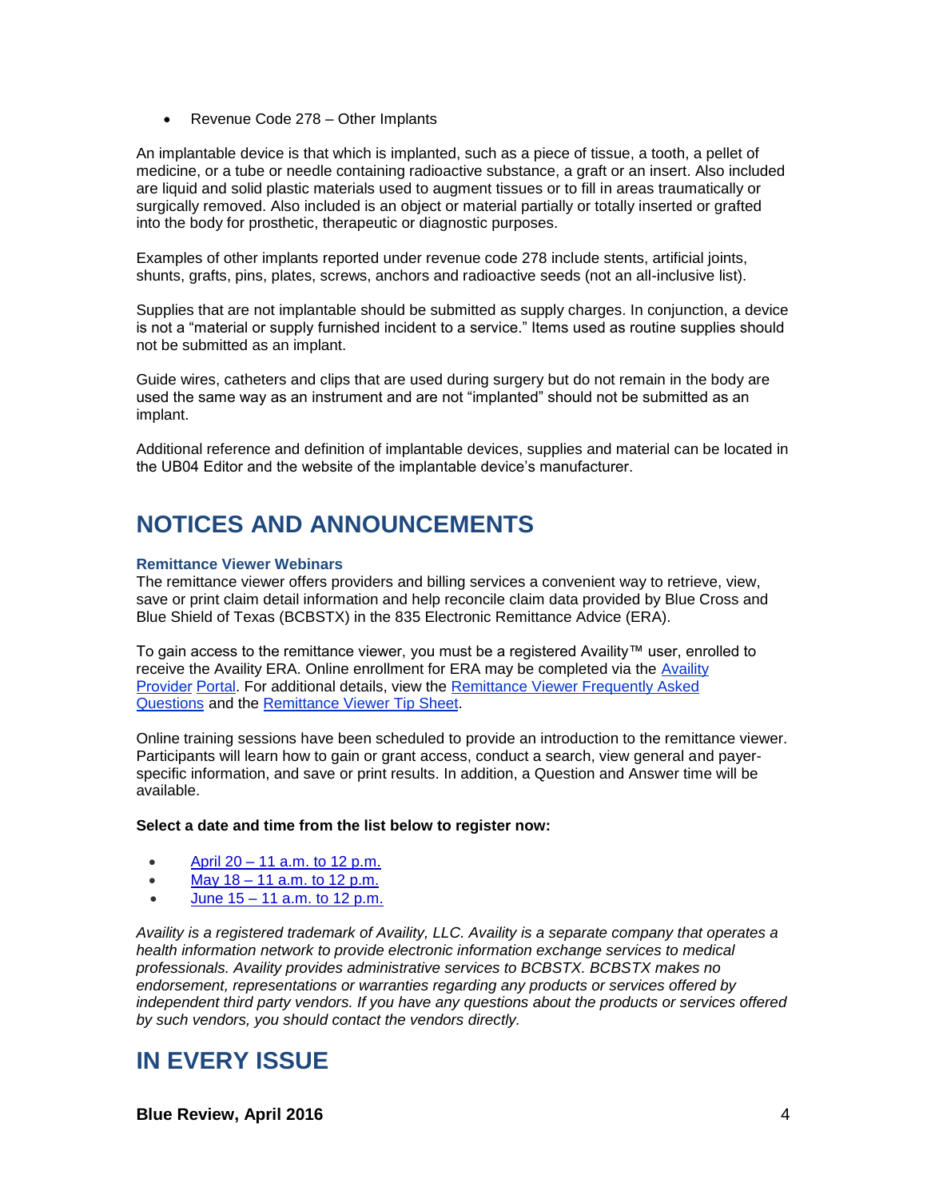- Revenue Code 278 – Other Implants

An implantable device is that which is implanted, such as a piece of tissue, a tooth, a pellet of medicine, or a tube or needle containing radioactive substance, a graft or an insert. Also included are liquid and solid plastic materials used to augment tissues or to fill in areas traumatically or surgically removed. Also included is an object or material partially or totally inserted or grafted into the body for prosthetic, therapeutic or diagnostic purposes.

Examples of other implants reported under revenue code 278 include stents, artificial joints, shunts, grafts, pins, plates, screws, anchors and radioactive seeds (not an all-inclusive list).

Supplies that are not implantable should be submitted as supply charges. In conjunction, a device is not a "material or supply furnished incident to a service." Items used as routine supplies should not be submitted as an implant.

Guide wires, catheters and clips that are used during surgery but do not remain in the body are used the same way as an instrument and are not "implanted" should not be submitted as an implant.

Additional reference and definition of implantable devices, supplies and material can be located in the UB04 Editor and the website of the implantable device's manufacturer.

# NOTICES AND ANNOUNCEMENTS

### Remittance Viewer Webinars

The remittance viewer offers providers and billing services a convenient way to retrieve, view, save or print claim detail information and help reconcile claim data provided by Blue Cross and Blue Shield of Texas (BCBSTX) in the 835 Electronic Remittance Advice (ERA).

To gain access to the remittance viewer, you must be a registered Availity™ user, enrolled to receive the Availity ERA. Online enrollment for ERA may be completed via the Availity Provider Portal. For additional details, view the Remittance Viewer Frequently Asked Questions and the Remittance Viewer Tip Sheet.

Online training sessions have been scheduled to provide an introduction to the remittance viewer. Participants will learn how to gain or grant access, conduct a search, view general and payer-specific information, and save or print results. In addition, a Question and Answer time will be available.

**Select a date and time from the list below to register now:**

- April 20 – 11 a.m. to 12 p.m.
- May 18 – 11 a.m. to 12 p.m.
- June 15 – 11 a.m. to 12 p.m.

*Availity is a registered trademark of Availity, LLC. Availity is a separate company that operates a health information network to provide electronic information exchange services to medical professionals. Availity provides administrative services to BCBSTX. BCBSTX makes no endorsement, representations or warranties regarding any products or services offered by independent third party vendors. If you have any questions about the products or services offered by such vendors, you should contact the vendors directly.*

# IN EVERY ISSUE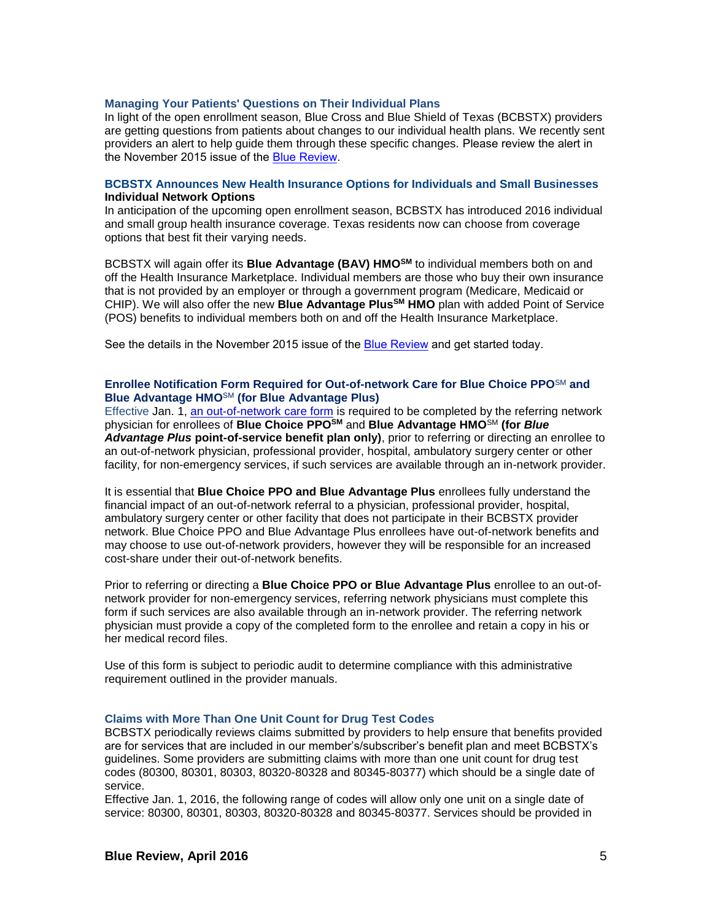### Managing Your Patients' Questions on Their Individual Plans

In light of the open enrollment season, Blue Cross and Blue Shield of Texas (BCBSTX) providers are getting questions from patients about changes to our individual health plans. We recently sent providers an alert to help guide them through these specific changes. Please review the alert in the November 2015 issue of the Blue Review.

### BCBSTX Announces New Health Insurance Options for Individuals and Small Businesses

**Individual Network Options**

In anticipation of the upcoming open enrollment season, BCBSTX has introduced 2016 individual and small group health insurance coverage. Texas residents now can choose from coverage options that best fit their varying needs.

BCBSTX will again offer its **Blue Advantage (BAV) HMO**SM to individual members both on and off the Health Insurance Marketplace. Individual members are those who buy their own insurance that is not provided by an employer or through a government program (Medicare, Medicaid or CHIP). We will also offer the new **Blue Advantage Plus**SM **HMO** plan with added Point of Service (POS) benefits to individual members both on and off the Health Insurance Marketplace.

See the details in the November 2015 issue of the Blue Review and get started today.

### Enrollee Notification Form Required for Out-of-network Care for Blue Choice PPOSM and Blue Advantage HMOSM (for Blue Advantage Plus)

Effective Jan. 1, an out-of-network care form is required to be completed by the referring network physician for enrollees of **Blue Choice PPO**SM and **Blue Advantage HMO**SM **(for *Blue Advantage Plus* point-of-service benefit plan only)**, prior to referring or directing an enrollee to an out-of-network physician, professional provider, hospital, ambulatory surgery center or other facility, for non-emergency services, if such services are available through an in-network provider.

It is essential that **Blue Choice PPO and Blue Advantage Plus** enrollees fully understand the financial impact of an out-of-network referral to a physician, professional provider, hospital, ambulatory surgery center or other facility that does not participate in their BCBSTX provider network. Blue Choice PPO and Blue Advantage Plus enrollees have out-of-network benefits and may choose to use out-of-network providers, however they will be responsible for an increased cost-share under their out-of-network benefits.

Prior to referring or directing a **Blue Choice PPO or Blue Advantage Plus** enrollee to an out-of-network provider for non-emergency services, referring network physicians must complete this form if such services are also available through an in-network provider. The referring network physician must provide a copy of the completed form to the enrollee and retain a copy in his or her medical record files.

Use of this form is subject to periodic audit to determine compliance with this administrative requirement outlined in the provider manuals.

### Claims with More Than One Unit Count for Drug Test Codes

BCBSTX periodically reviews claims submitted by providers to help ensure that benefits provided are for services that are included in our member's/subscriber's benefit plan and meet BCBSTX's guidelines. Some providers are submitting claims with more than one unit count for drug test codes (80300, 80301, 80303, 80320-80328 and 80345-80377) which should be a single date of service.

Effective Jan. 1, 2016, the following range of codes will allow only one unit on a single date of service: 80300, 80301, 80303, 80320-80328 and 80345-80377. Services should be provided in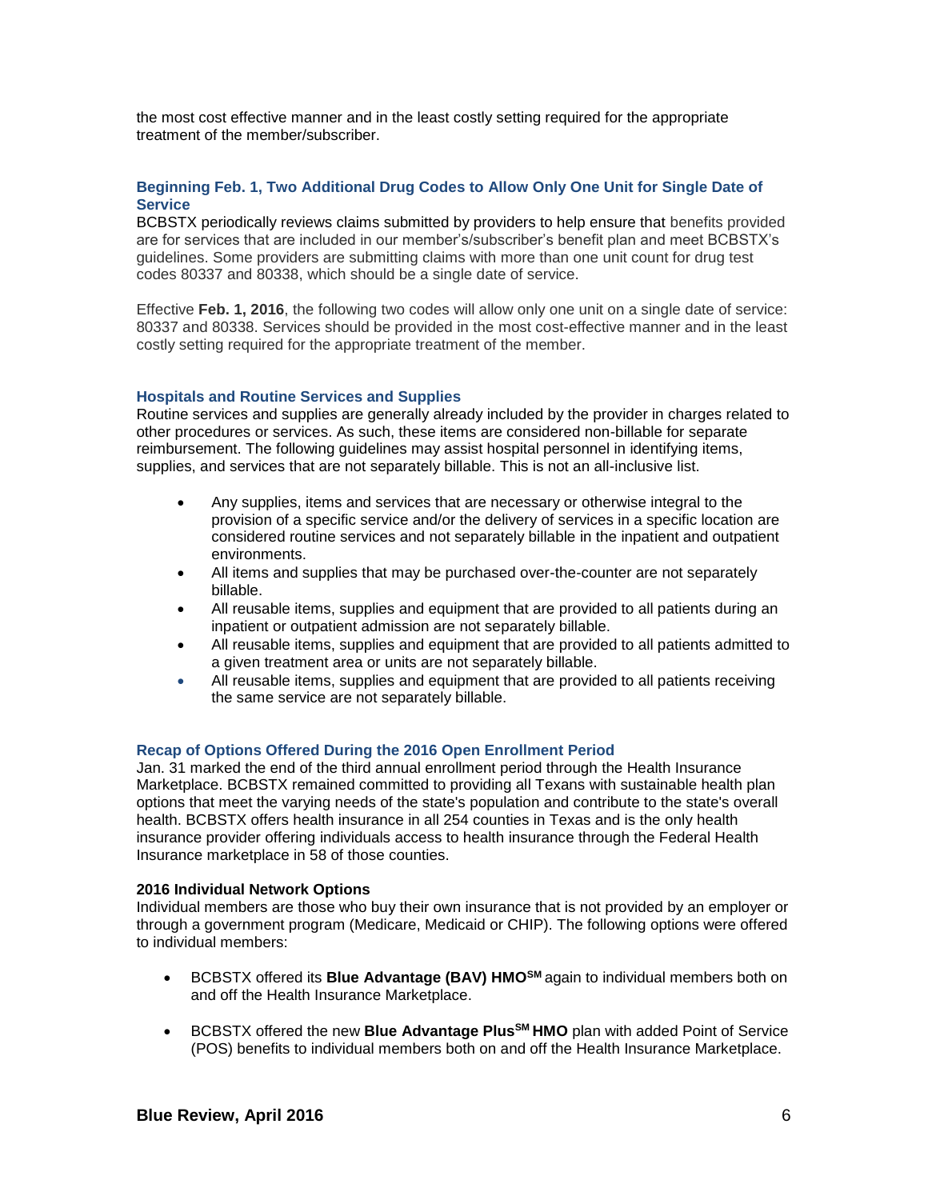the most cost effective manner and in the least costly setting required for the appropriate treatment of the member/subscriber.

### Beginning Feb. 1, Two Additional Drug Codes to Allow Only One Unit for Single Date of Service

BCBSTX periodically reviews claims submitted by providers to help ensure that benefits provided are for services that are included in our member's/subscriber's benefit plan and meet BCBSTX's guidelines. Some providers are submitting claims with more than one unit count for drug test codes 80337 and 80338, which should be a single date of service.

Effective **Feb. 1, 2016**, the following two codes will allow only one unit on a single date of service: 80337 and 80338. Services should be provided in the most cost-effective manner and in the least costly setting required for the appropriate treatment of the member.

### Hospitals and Routine Services and Supplies

Routine services and supplies are generally already included by the provider in charges related to other procedures or services. As such, these items are considered non-billable for separate reimbursement. The following guidelines may assist hospital personnel in identifying items, supplies, and services that are not separately billable. This is not an all-inclusive list.

- Any supplies, items and services that are necessary or otherwise integral to the provision of a specific service and/or the delivery of services in a specific location are considered routine services and not separately billable in the inpatient and outpatient environments.
- All items and supplies that may be purchased over-the-counter are not separately billable.
- All reusable items, supplies and equipment that are provided to all patients during an inpatient or outpatient admission are not separately billable.
- All reusable items, supplies and equipment that are provided to all patients admitted to a given treatment area or units are not separately billable.
- All reusable items, supplies and equipment that are provided to all patients receiving the same service are not separately billable.

### Recap of Options Offered During the 2016 Open Enrollment Period

Jan. 31 marked the end of the third annual enrollment period through the Health Insurance Marketplace. BCBSTX remained committed to providing all Texans with sustainable health plan options that meet the varying needs of the state's population and contribute to the state's overall health. BCBSTX offers health insurance in all 254 counties in Texas and is the only health insurance provider offering individuals access to health insurance through the Federal Health Insurance marketplace in 58 of those counties.

**2016 Individual Network Options**

Individual members are those who buy their own insurance that is not provided by an employer or through a government program (Medicare, Medicaid or CHIP). The following options were offered to individual members:

- BCBSTX offered its **Blue Advantage (BAV) HMO**SM again to individual members both on and off the Health Insurance Marketplace.

- BCBSTX offered the new **Blue Advantage Plus**SM **HMO** plan with added Point of Service (POS) benefits to individual members both on and off the Health Insurance Marketplace.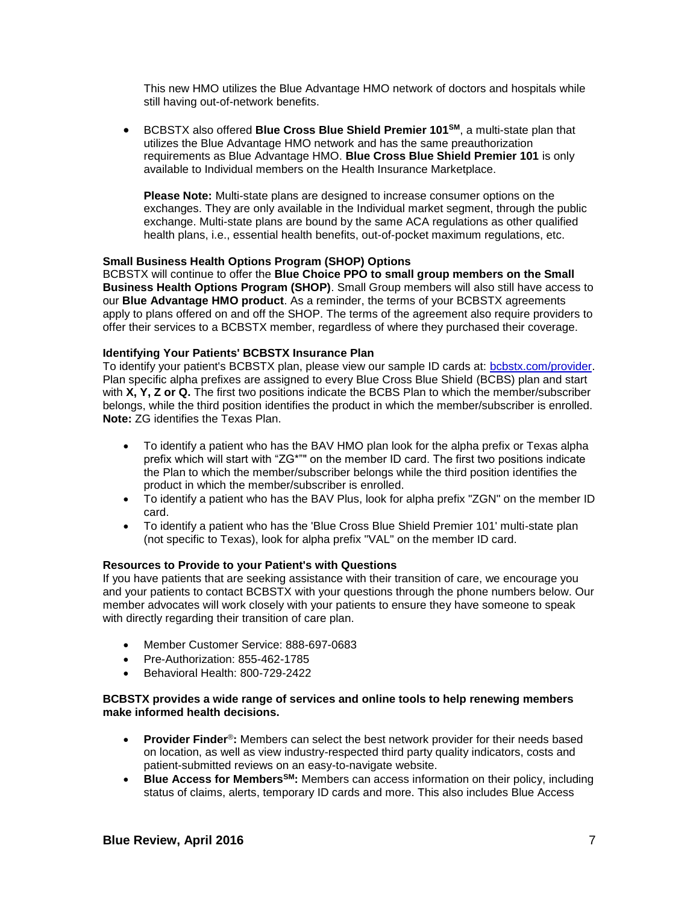This new HMO utilizes the Blue Advantage HMO network of doctors and hospitals while still having out-of-network benefits.

- BCBSTX also offered **Blue Cross Blue Shield Premier 101℠**, a multi-state plan that utilizes the Blue Advantage HMO network and has the same preauthorization requirements as Blue Advantage HMO. **Blue Cross Blue Shield Premier 101** is only available to Individual members on the Health Insurance Marketplace.

  **Please Note:** Multi-state plans are designed to increase consumer options on the exchanges. They are only available in the Individual market segment, through the public exchange. Multi-state plans are bound by the same ACA regulations as other qualified health plans, i.e., essential health benefits, out-of-pocket maximum regulations, etc.

**Small Business Health Options Program (SHOP) Options**

BCBSTX will continue to offer the **Blue Choice PPO to small group members on the Small Business Health Options Program (SHOP)**. Small Group members will also still have access to our **Blue Advantage HMO product**. As a reminder, the terms of your BCBSTX agreements apply to plans offered on and off the SHOP. The terms of the agreement also require providers to offer their services to a BCBSTX member, regardless of where they purchased their coverage.

**Identifying Your Patients' BCBSTX Insurance Plan**

To identify your patient's BCBSTX plan, please view our sample ID cards at: [bcbstx.com/provider](bcbstx.com/provider). Plan specific alpha prefixes are assigned to every Blue Cross Blue Shield (BCBS) plan and start with **X, Y, Z or Q.** The first two positions indicate the BCBS Plan to which the member/subscriber belongs, while the third position identifies the product in which the member/subscriber is enrolled. **Note:** ZG identifies the Texas Plan.

- To identify a patient who has the BAV HMO plan look for the alpha prefix or Texas alpha prefix which will start with "ZG*"" on the member ID card. The first two positions indicate the Plan to which the member/subscriber belongs while the third position identifies the product in which the member/subscriber is enrolled.
- To identify a patient who has the BAV Plus, look for alpha prefix "ZGN" on the member ID card.
- To identify a patient who has the 'Blue Cross Blue Shield Premier 101' multi-state plan (not specific to Texas), look for alpha prefix "VAL" on the member ID card.

**Resources to Provide to your Patient's with Questions**

If you have patients that are seeking assistance with their transition of care, we encourage you and your patients to contact BCBSTX with your questions through the phone numbers below. Our member advocates will work closely with your patients to ensure they have someone to speak with directly regarding their transition of care plan.

- Member Customer Service: 888-697-0683
- Pre-Authorization: 855-462-1785
- Behavioral Health: 800-729-2422

**BCBSTX provides a wide range of services and online tools to help renewing members make informed health decisions.**

- **Provider Finder®:** Members can select the best network provider for their needs based on location, as well as view industry-respected third party quality indicators, costs and patient-submitted reviews on an easy-to-navigate website.
- **Blue Access for Members℠:** Members can access information on their policy, including status of claims, alerts, temporary ID cards and more. This also includes Blue Access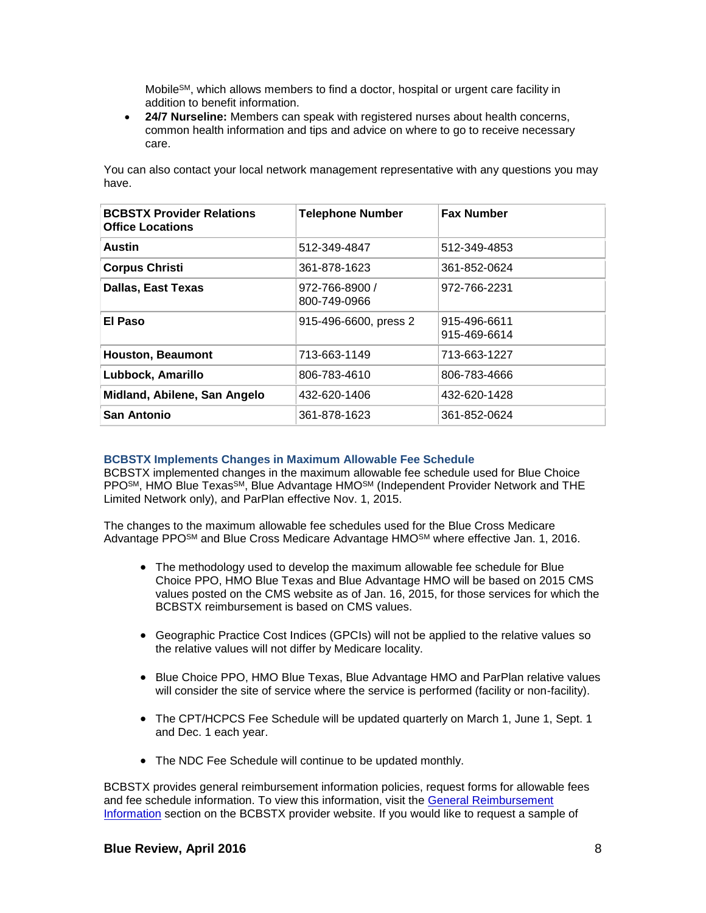Mobile[SM], which allows members to find a doctor, hospital or urgent care facility in addition to benefit information.

- **24/7 Nurseline:** Members can speak with registered nurses about health concerns, common health information and tips and advice on where to go to receive necessary care.

You can also contact your local network management representative with any questions you may have.

| BCBSTX Provider Relations Office Locations | Telephone Number | Fax Number |
|---|---|---|
| **Austin** | 512-349-4847 | 512-349-4853 |
| **Corpus Christi** | 361-878-1623 | 361-852-0624 |
| **Dallas, East Texas** | 972-766-8900 / 800-749-0966 | 972-766-2231 |
| **El Paso** | 915-496-6600, press 2 | 915-496-6611 915-469-6614 |
| **Houston, Beaumont** | 713-663-1149 | 713-663-1227 |
| **Lubbock, Amarillo** | 806-783-4610 | 806-783-4666 |
| **Midland, Abilene, San Angelo** | 432-620-1406 | 432-620-1428 |
| **San Antonio** | 361-878-1623 | 361-852-0624 |

### BCBSTX Implements Changes in Maximum Allowable Fee Schedule

BCBSTX implemented changes in the maximum allowable fee schedule used for Blue Choice PPO[SM], HMO Blue Texas[SM], Blue Advantage HMO[SM] (Independent Provider Network and THE Limited Network only), and ParPlan effective Nov. 1, 2015.

The changes to the maximum allowable fee schedules used for the Blue Cross Medicare Advantage PPO[SM] and Blue Cross Medicare Advantage HMO[SM] where effective Jan. 1, 2016.

- The methodology used to develop the maximum allowable fee schedule for Blue Choice PPO, HMO Blue Texas and Blue Advantage HMO will be based on 2015 CMS values posted on the CMS website as of Jan. 16, 2015, for those services for which the BCBSTX reimbursement is based on CMS values.
- Geographic Practice Cost Indices (GPCIs) will not be applied to the relative values so the relative values will not differ by Medicare locality.
- Blue Choice PPO, HMO Blue Texas, Blue Advantage HMO and ParPlan relative values will consider the site of service where the service is performed (facility or non-facility).
- The CPT/HCPCS Fee Schedule will be updated quarterly on March 1, June 1, Sept. 1 and Dec. 1 each year.
- The NDC Fee Schedule will continue to be updated monthly.

BCBSTX provides general reimbursement information policies, request forms for allowable fees and fee schedule information. To view this information, visit the General Reimbursement Information section on the BCBSTX provider website. If you would like to request a sample of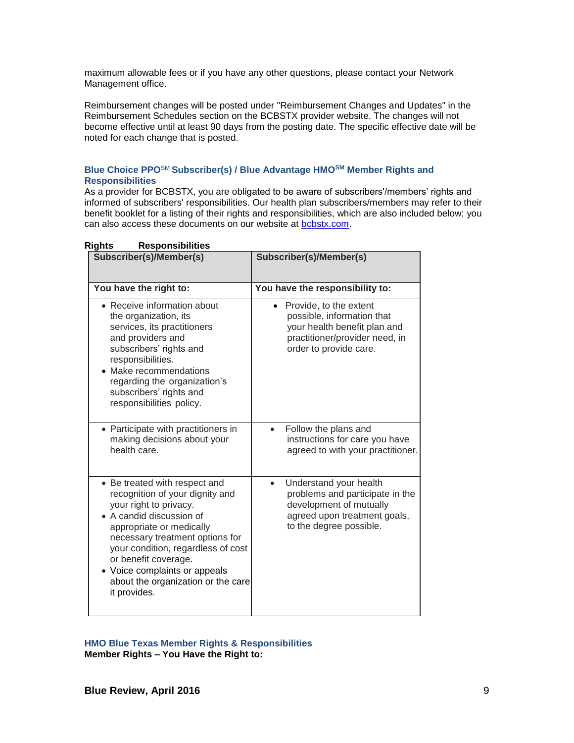maximum allowable fees or if you have any other questions, please contact your Network Management office.

Reimbursement changes will be posted under "Reimbursement Changes and Updates" in the Reimbursement Schedules section on the BCBSTX provider website. The changes will not become effective until at least 90 days from the posting date. The specific effective date will be noted for each change that is posted.

### Blue Choice PPO℠ Subscriber(s) / Blue Advantage HMO℠ Member Rights and Responsibilities

As a provider for BCBSTX, you are obligated to be aware of subscribers'/members' rights and informed of subscribers' responsibilities. Our health plan subscribers/members may refer to their benefit booklet for a listing of their rights and responsibilities, which are also included below; you can also access these documents on our website at [bcbstx.com](bcbstx.com).

**Rights Responsibilities**

| Subscriber(s)/Member(s) | Subscriber(s)/Member(s) |
| --- | --- |
| **You have the right to:** | **You have the responsibility to:** |
| • Receive information about the organization, its services, its practitioners and providers and subscribers' rights and responsibilities.<br>• Make recommendations regarding the organization's subscribers' rights and responsibilities policy. | • Provide, to the extent possible, information that your health benefit plan and practitioner/provider need, in order to provide care. |
| • Participate with practitioners in making decisions about your health care. | • Follow the plans and instructions for care you have agreed to with your practitioner. |
| • Be treated with respect and recognition of your dignity and your right to privacy.<br>• A candid discussion of appropriate or medically necessary treatment options for your condition, regardless of cost or benefit coverage.<br>• Voice complaints or appeals about the organization or the care it provides. | • Understand your health problems and participate in the development of mutually agreed upon treatment goals, to the degree possible. |

### HMO Blue Texas Member Rights & Responsibilities

**Member Rights – You Have the Right to:**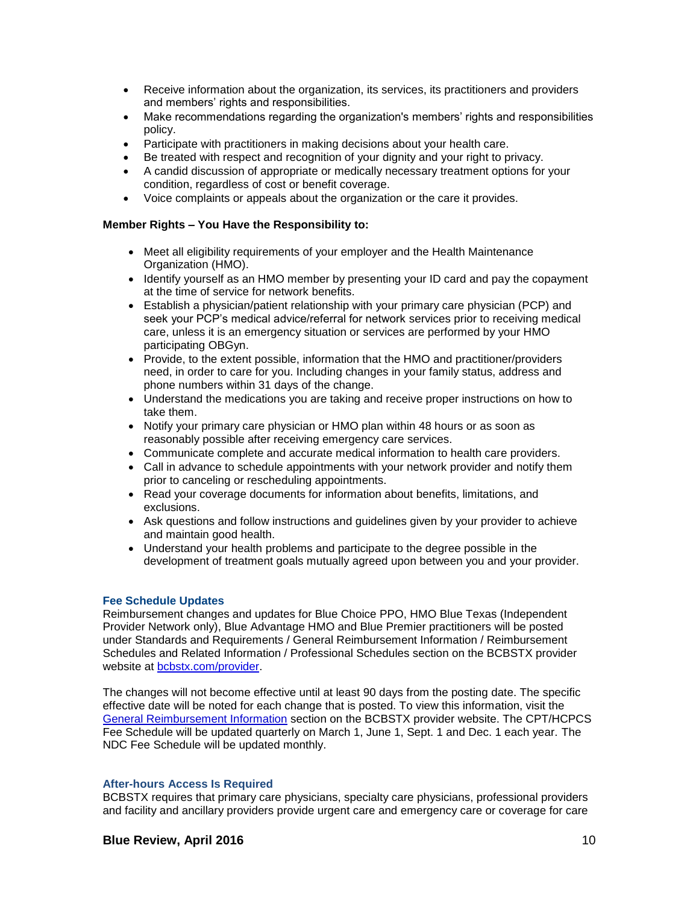- Receive information about the organization, its services, its practitioners and providers and members' rights and responsibilities.
- Make recommendations regarding the organization's members' rights and responsibilities policy.
- Participate with practitioners in making decisions about your health care.
- Be treated with respect and recognition of your dignity and your right to privacy.
- A candid discussion of appropriate or medically necessary treatment options for your condition, regardless of cost or benefit coverage.
- Voice complaints or appeals about the organization or the care it provides.

**Member Rights – You Have the Responsibility to:**

- Meet all eligibility requirements of your employer and the Health Maintenance Organization (HMO).
- Identify yourself as an HMO member by presenting your ID card and pay the copayment at the time of service for network benefits.
- Establish a physician/patient relationship with your primary care physician (PCP) and seek your PCP's medical advice/referral for network services prior to receiving medical care, unless it is an emergency situation or services are performed by your HMO participating OBGyn.
- Provide, to the extent possible, information that the HMO and practitioner/providers need, in order to care for you. Including changes in your family status, address and phone numbers within 31 days of the change.
- Understand the medications you are taking and receive proper instructions on how to take them.
- Notify your primary care physician or HMO plan within 48 hours or as soon as reasonably possible after receiving emergency care services.
- Communicate complete and accurate medical information to health care providers.
- Call in advance to schedule appointments with your network provider and notify them prior to canceling or rescheduling appointments.
- Read your coverage documents for information about benefits, limitations, and exclusions.
- Ask questions and follow instructions and guidelines given by your provider to achieve and maintain good health.
- Understand your health problems and participate to the degree possible in the development of treatment goals mutually agreed upon between you and your provider.

### Fee Schedule Updates

Reimbursement changes and updates for Blue Choice PPO, HMO Blue Texas (Independent Provider Network only), Blue Advantage HMO and Blue Premier practitioners will be posted under Standards and Requirements / General Reimbursement Information / Reimbursement Schedules and Related Information / Professional Schedules section on the BCBSTX provider website at [bcbstx.com/provider](bcbstx.com/provider).

The changes will not become effective until at least 90 days from the posting date. The specific effective date will be noted for each change that is posted. To view this information, visit the General Reimbursement Information section on the BCBSTX provider website. The CPT/HCPCS Fee Schedule will be updated quarterly on March 1, June 1, Sept. 1 and Dec. 1 each year. The NDC Fee Schedule will be updated monthly.

### After-hours Access Is Required

BCBSTX requires that primary care physicians, specialty care physicians, professional providers and facility and ancillary providers provide urgent care and emergency care or coverage for care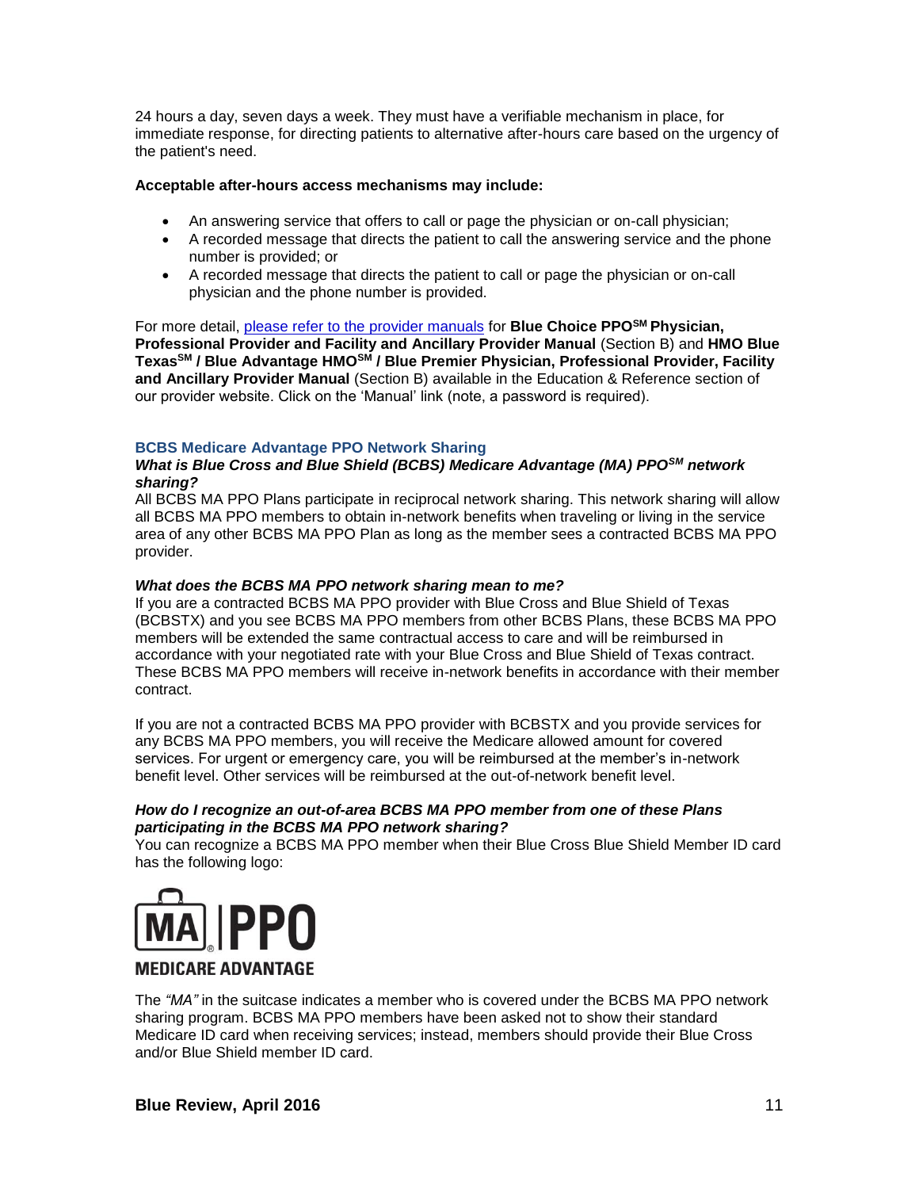24 hours a day, seven days a week. They must have a verifiable mechanism in place, for immediate response, for directing patients to alternative after-hours care based on the urgency of the patient's need.

**Acceptable after-hours access mechanisms may include:**

- An answering service that offers to call or page the physician or on-call physician;
- A recorded message that directs the patient to call the answering service and the phone number is provided; or
- A recorded message that directs the patient to call or page the physician or on-call physician and the phone number is provided.

For more detail, please refer to the provider manuals for **Blue Choice PPO℠ Physician, Professional Provider and Facility and Ancillary Provider Manual** (Section B) and **HMO Blue Texas℠ / Blue Advantage HMO℠ / Blue Premier Physician, Professional Provider, Facility and Ancillary Provider Manual** (Section B) available in the Education & Reference section of our provider website. Click on the 'Manual' link (note, a password is required).

## BCBS Medicare Advantage PPO Network Sharing

***What is Blue Cross and Blue Shield (BCBS) Medicare Advantage (MA) PPO℠ network sharing?***

All BCBS MA PPO Plans participate in reciprocal network sharing. This network sharing will allow all BCBS MA PPO members to obtain in-network benefits when traveling or living in the service area of any other BCBS MA PPO Plan as long as the member sees a contracted BCBS MA PPO provider.

***What does the BCBS MA PPO network sharing mean to me?***

If you are a contracted BCBS MA PPO provider with Blue Cross and Blue Shield of Texas (BCBSTX) and you see BCBS MA PPO members from other BCBS Plans, these BCBS MA PPO members will be extended the same contractual access to care and will be reimbursed in accordance with your negotiated rate with your Blue Cross and Blue Shield of Texas contract. These BCBS MA PPO members will receive in-network benefits in accordance with their member contract.

If you are not a contracted BCBS MA PPO provider with BCBSTX and you provide services for any BCBS MA PPO members, you will receive the Medicare allowed amount for covered services. For urgent or emergency care, you will be reimbursed at the member's in-network benefit level. Other services will be reimbursed at the out-of-network benefit level.

***How do I recognize an out-of-area BCBS MA PPO member from one of these Plans participating in the BCBS MA PPO network sharing?***

You can recognize a BCBS MA PPO member when their Blue Cross Blue Shield Member ID card has the following logo:

MA | PPO
MEDICARE ADVANTAGE

The *"MA"* in the suitcase indicates a member who is covered under the BCBS MA PPO network sharing program. BCBS MA PPO members have been asked not to show their standard Medicare ID card when receiving services; instead, members should provide their Blue Cross and/or Blue Shield member ID card.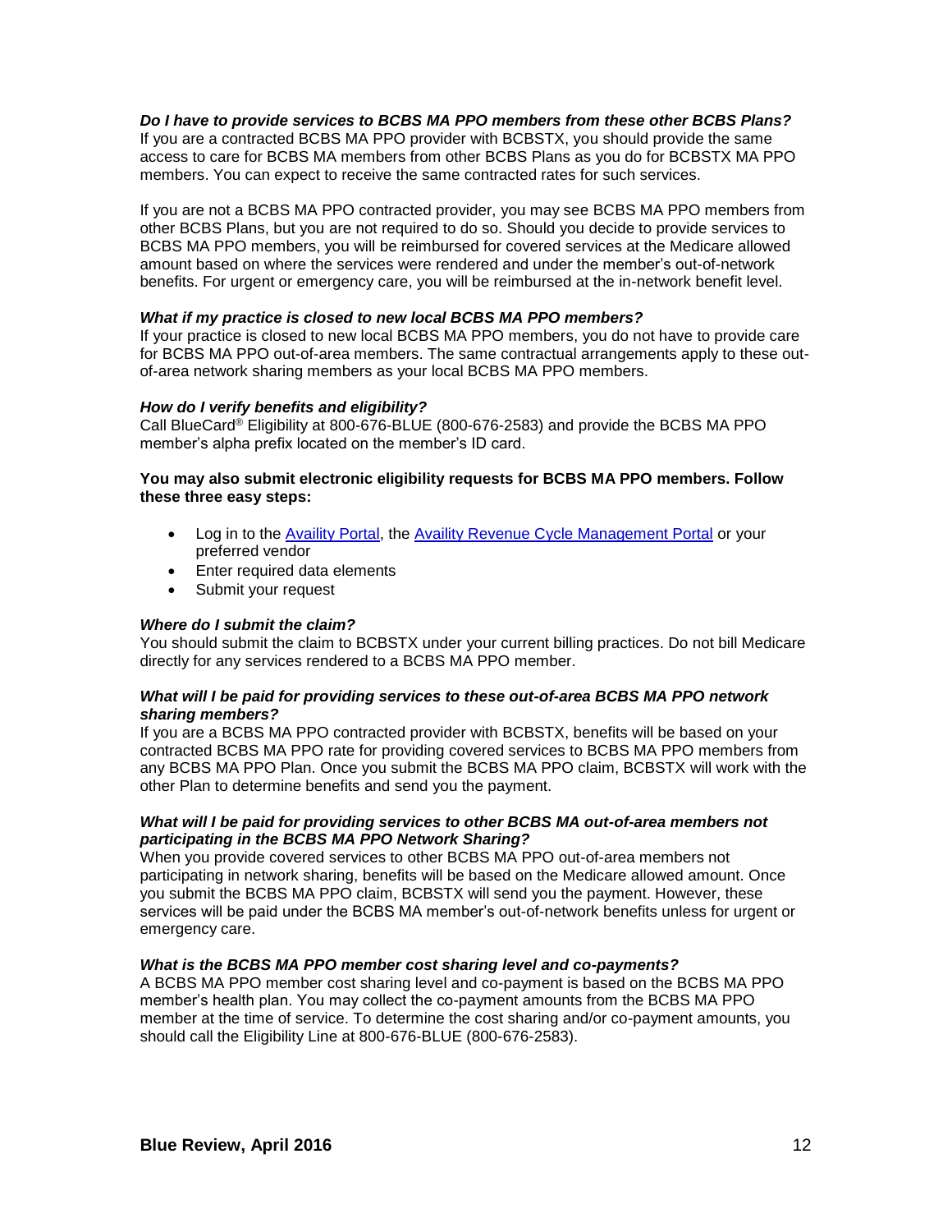***Do I have to provide services to BCBS MA PPO members from these other BCBS Plans?***
If you are a contracted BCBS MA PPO provider with BCBSTX, you should provide the same access to care for BCBS MA members from other BCBS Plans as you do for BCBSTX MA PPO members. You can expect to receive the same contracted rates for such services.

If you are not a BCBS MA PPO contracted provider, you may see BCBS MA PPO members from other BCBS Plans, but you are not required to do so. Should you decide to provide services to BCBS MA PPO members, you will be reimbursed for covered services at the Medicare allowed amount based on where the services were rendered and under the member's out-of-network benefits. For urgent or emergency care, you will be reimbursed at the in-network benefit level.

***What if my practice is closed to new local BCBS MA PPO members?***
If your practice is closed to new local BCBS MA PPO members, you do not have to provide care for BCBS MA PPO out-of-area members. The same contractual arrangements apply to these out-of-area network sharing members as your local BCBS MA PPO members.

***How do I verify benefits and eligibility?***
Call BlueCard® Eligibility at 800-676-BLUE (800-676-2583) and provide the BCBS MA PPO member's alpha prefix located on the member's ID card.

**You may also submit electronic eligibility requests for BCBS MA PPO members. Follow these three easy steps:**

- Log in to the Availity Portal, the Availity Revenue Cycle Management Portal or your preferred vendor
- Enter required data elements
- Submit your request

***Where do I submit the claim?***
You should submit the claim to BCBSTX under your current billing practices. Do not bill Medicare directly for any services rendered to a BCBS MA PPO member.

***What will I be paid for providing services to these out-of-area BCBS MA PPO network sharing members?***
If you are a BCBS MA PPO contracted provider with BCBSTX, benefits will be based on your contracted BCBS MA PPO rate for providing covered services to BCBS MA PPO members from any BCBS MA PPO Plan. Once you submit the BCBS MA PPO claim, BCBSTX will work with the other Plan to determine benefits and send you the payment.

***What will I be paid for providing services to other BCBS MA out-of-area members not participating in the BCBS MA PPO Network Sharing?***
When you provide covered services to other BCBS MA PPO out-of-area members not participating in network sharing, benefits will be based on the Medicare allowed amount. Once you submit the BCBS MA PPO claim, BCBSTX will send you the payment. However, these services will be paid under the BCBS MA member's out-of-network benefits unless for urgent or emergency care.

***What is the BCBS MA PPO member cost sharing level and co-payments?***
A BCBS MA PPO member cost sharing level and co-payment is based on the BCBS MA PPO member's health plan. You may collect the co-payment amounts from the BCBS MA PPO member at the time of service. To determine the cost sharing and/or co-payment amounts, you should call the Eligibility Line at 800-676-BLUE (800-676-2583).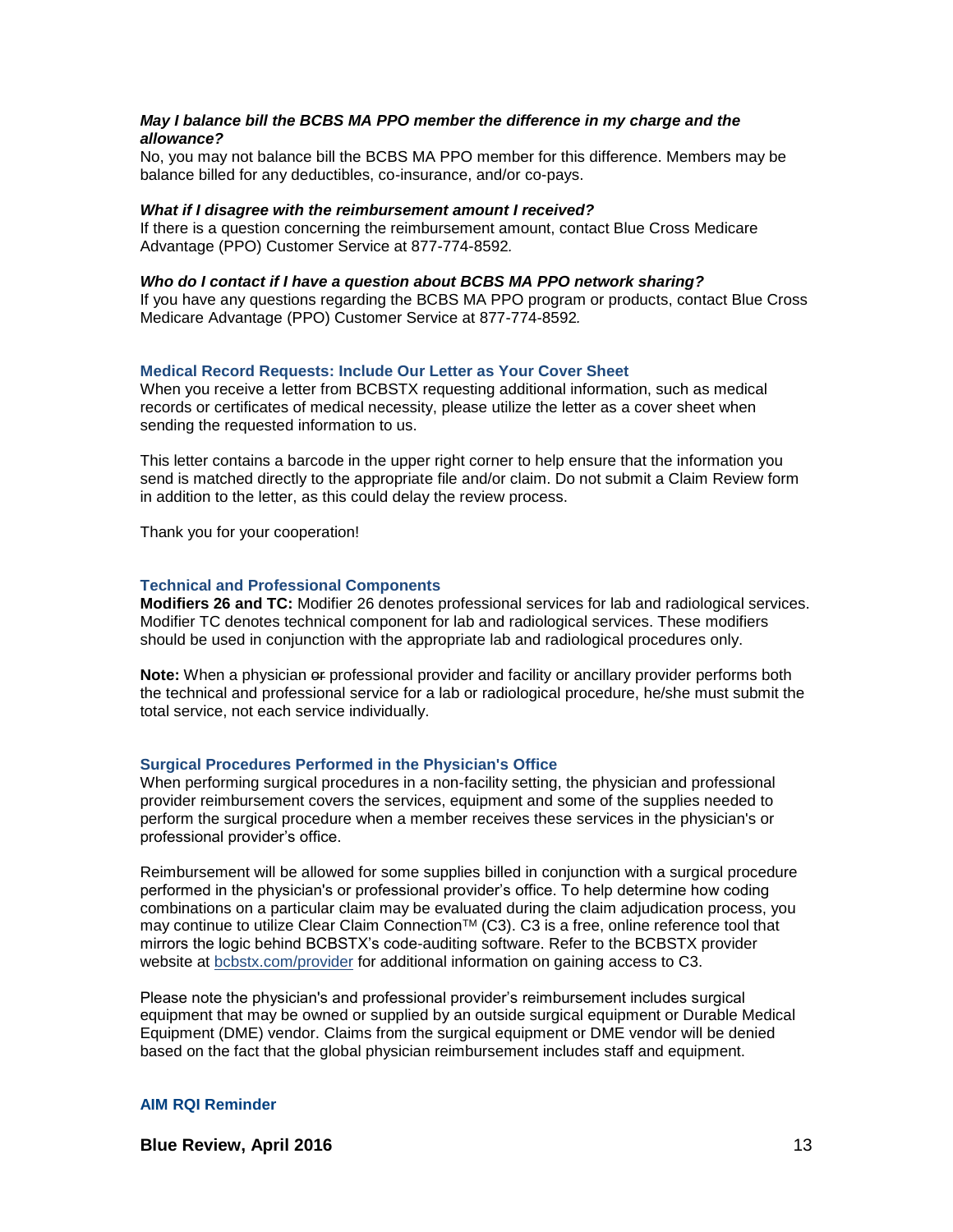***May I balance bill the BCBS MA PPO member the difference in my charge and the allowance?***

No, you may not balance bill the BCBS MA PPO member for this difference. Members may be balance billed for any deductibles, co-insurance, and/or co-pays.

***What if I disagree with the reimbursement amount I received?***

If there is a question concerning the reimbursement amount, contact Blue Cross Medicare Advantage (PPO) Customer Service at 877-774-8592*.*

***Who do I contact if I have a question about BCBS MA PPO network sharing?***

If you have any questions regarding the BCBS MA PPO program or products, contact Blue Cross Medicare Advantage (PPO) Customer Service at 877-774-8592*.*

### Medical Record Requests: Include Our Letter as Your Cover Sheet

When you receive a letter from BCBSTX requesting additional information, such as medical records or certificates of medical necessity, please utilize the letter as a cover sheet when sending the requested information to us.

This letter contains a barcode in the upper right corner to help ensure that the information you send is matched directly to the appropriate file and/or claim. Do not submit a Claim Review form in addition to the letter, as this could delay the review process.

Thank you for your cooperation!

### Technical and Professional Components

**Modifiers 26 and TC:** Modifier 26 denotes professional services for lab and radiological services. Modifier TC denotes technical component for lab and radiological services. These modifiers should be used in conjunction with the appropriate lab and radiological procedures only.

**Note:** When a physician ~~or~~ professional provider and facility or ancillary provider performs both the technical and professional service for a lab or radiological procedure, he/she must submit the total service, not each service individually.

### Surgical Procedures Performed in the Physician's Office

When performing surgical procedures in a non-facility setting, the physician and professional provider reimbursement covers the services, equipment and some of the supplies needed to perform the surgical procedure when a member receives these services in the physician's or professional provider's office.

Reimbursement will be allowed for some supplies billed in conjunction with a surgical procedure performed in the physician's or professional provider's office. To help determine how coding combinations on a particular claim may be evaluated during the claim adjudication process, you may continue to utilize Clear Claim Connection™ (C3). C3 is a free, online reference tool that mirrors the logic behind BCBSTX's code-auditing software. Refer to the BCBSTX provider website at [bcbstx.com/provider](bcbstx.com/provider) for additional information on gaining access to C3.

Please note the physician's and professional provider's reimbursement includes surgical equipment that may be owned or supplied by an outside surgical equipment or Durable Medical Equipment (DME) vendor. Claims from the surgical equipment or DME vendor will be denied based on the fact that the global physician reimbursement includes staff and equipment.

### AIM RQI Reminder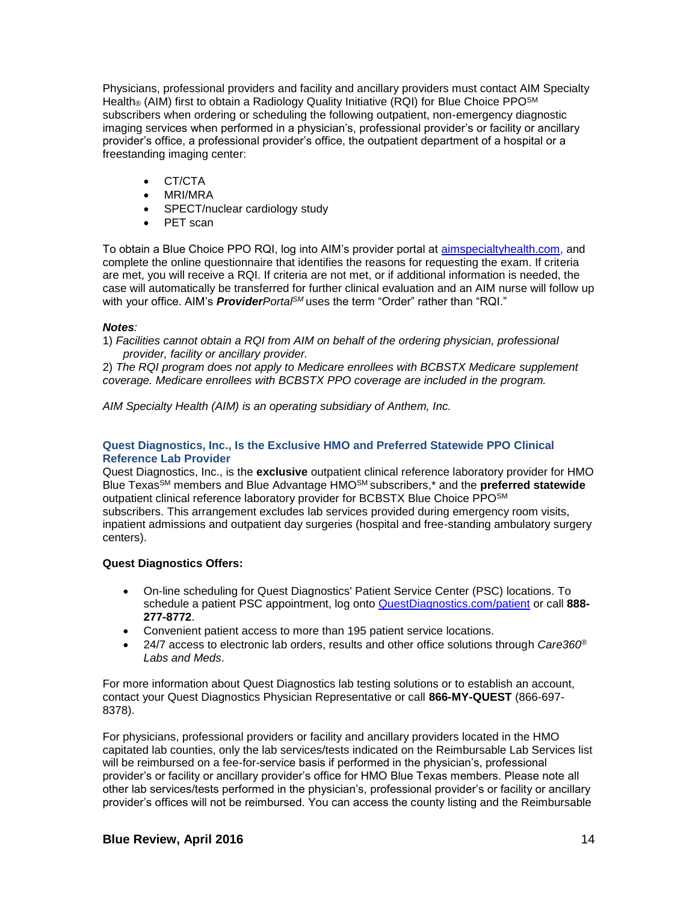Physicians, professional providers and facility and ancillary providers must contact AIM Specialty Health® (AIM) first to obtain a Radiology Quality Initiative (RQI) for Blue Choice PPO℠ subscribers when ordering or scheduling the following outpatient, non-emergency diagnostic imaging services when performed in a physician's, professional provider's or facility or ancillary provider's office, a professional provider's office, the outpatient department of a hospital or a freestanding imaging center:

- CT/CTA
- MRI/MRA
- SPECT/nuclear cardiology study
- PET scan

To obtain a Blue Choice PPO RQI, log into AIM's provider portal at [aimspecialtyhealth.com](aimspecialtyhealth.com), and complete the online questionnaire that identifies the reasons for requesting the exam. If criteria are met, you will receive a RQI. If criteria are not met, or if additional information is needed, the case will automatically be transferred for further clinical evaluation and an AIM nurse will follow up with your office. AIM's ***Provider****Portal*℠ uses the term "Order" rather than "RQI."

***Notes:***

1) *Facilities cannot obtain a RQI from AIM on behalf of the ordering physician, professional provider, facility or ancillary provider.*

2) *The RQI program does not apply to Medicare enrollees with BCBSTX Medicare supplement coverage. Medicare enrollees with BCBSTX PPO coverage are included in the program.*

*AIM Specialty Health (AIM) is an operating subsidiary of Anthem, Inc.*

### Quest Diagnostics, Inc., Is the Exclusive HMO and Preferred Statewide PPO Clinical Reference Lab Provider

Quest Diagnostics, Inc., is the **exclusive** outpatient clinical reference laboratory provider for HMO Blue Texas℠ members and Blue Advantage HMO℠ subscribers,* and the **preferred statewide** outpatient clinical reference laboratory provider for BCBSTX Blue Choice PPO℠ subscribers. This arrangement excludes lab services provided during emergency room visits, inpatient admissions and outpatient day surgeries (hospital and free-standing ambulatory surgery centers).

**Quest Diagnostics Offers:**

- On-line scheduling for Quest Diagnostics' Patient Service Center (PSC) locations. To schedule a patient PSC appointment, log onto [QuestDiagnostics.com/patient](QuestDiagnostics.com/patient) or call **888-277-8772**.
- Convenient patient access to more than 195 patient service locations.
- 24/7 access to electronic lab orders, results and other office solutions through *Care360® Labs and Meds*.

For more information about Quest Diagnostics lab testing solutions or to establish an account, contact your Quest Diagnostics Physician Representative or call **866-MY-QUEST** (866-697-8378).

For physicians, professional providers or facility and ancillary providers located in the HMO capitated lab counties, only the lab services/tests indicated on the Reimbursable Lab Services list will be reimbursed on a fee-for-service basis if performed in the physician's, professional provider's or facility or ancillary provider's office for HMO Blue Texas members. Please note all other lab services/tests performed in the physician's, professional provider's or facility or ancillary provider's offices will not be reimbursed. You can access the county listing and the Reimbursable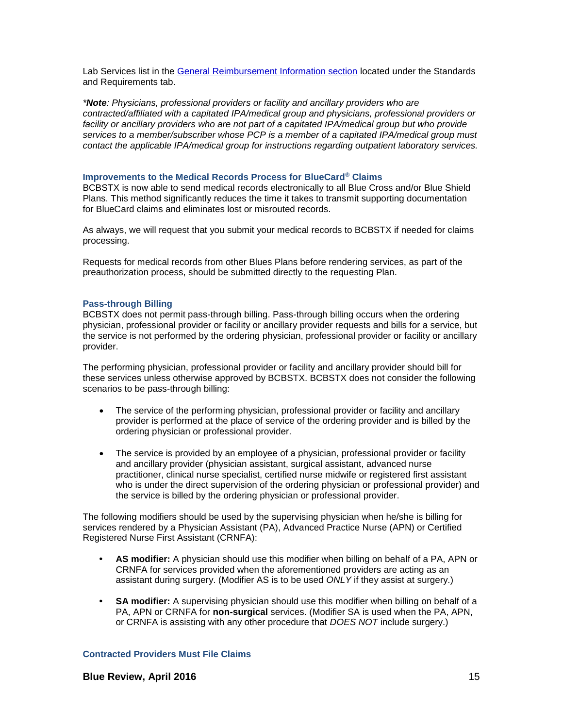Lab Services list in the [General Reimbursement Information section](#) located under the Standards and Requirements tab.

*__Note__: Physicians, professional providers or facility and ancillary providers who are contracted/affiliated with a capitated IPA/medical group and physicians, professional providers or facility or ancillary providers who are not part of a capitated IPA/medical group but who provide services to a member/subscriber whose PCP is a member of a capitated IPA/medical group must contact the applicable IPA/medical group for instructions regarding outpatient laboratory services.*

### Improvements to the Medical Records Process for BlueCard® Claims

BCBSTX is now able to send medical records electronically to all Blue Cross and/or Blue Shield Plans. This method significantly reduces the time it takes to transmit supporting documentation for BlueCard claims and eliminates lost or misrouted records.

As always, we will request that you submit your medical records to BCBSTX if needed for claims processing.

Requests for medical records from other Blues Plans before rendering services, as part of the preauthorization process, should be submitted directly to the requesting Plan.

### Pass-through Billing

BCBSTX does not permit pass-through billing. Pass-through billing occurs when the ordering physician, professional provider or facility or ancillary provider requests and bills for a service, but the service is not performed by the ordering physician, professional provider or facility or ancillary provider.

The performing physician, professional provider or facility and ancillary provider should bill for these services unless otherwise approved by BCBSTX. BCBSTX does not consider the following scenarios to be pass-through billing:

- The service of the performing physician, professional provider or facility and ancillary provider is performed at the place of service of the ordering provider and is billed by the ordering physician or professional provider.
- The service is provided by an employee of a physician, professional provider or facility and ancillary provider (physician assistant, surgical assistant, advanced nurse practitioner, clinical nurse specialist, certified nurse midwife or registered first assistant who is under the direct supervision of the ordering physician or professional provider) and the service is billed by the ordering physician or professional provider.

The following modifiers should be used by the supervising physician when he/she is billing for services rendered by a Physician Assistant (PA), Advanced Practice Nurse (APN) or Certified Registered Nurse First Assistant (CRNFA):

- **AS modifier:** A physician should use this modifier when billing on behalf of a PA, APN or CRNFA for services provided when the aforementioned providers are acting as an assistant during surgery. (Modifier AS is to be used *ONLY* if they assist at surgery.)
- **SA modifier:** A supervising physician should use this modifier when billing on behalf of a PA, APN or CRNFA for **non-surgical** services. (Modifier SA is used when the PA, APN, or CRNFA is assisting with any other procedure that *DOES NOT* include surgery.)

### Contracted Providers Must File Claims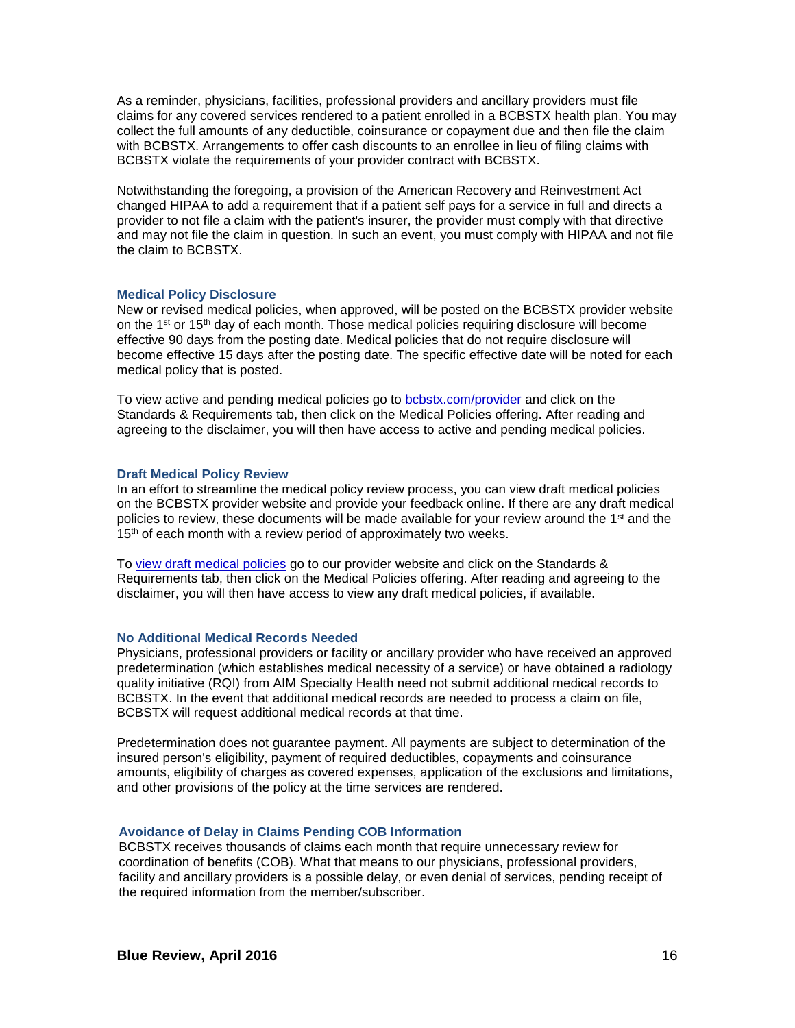As a reminder, physicians, facilities, professional providers and ancillary providers must file claims for any covered services rendered to a patient enrolled in a BCBSTX health plan. You may collect the full amounts of any deductible, coinsurance or copayment due and then file the claim with BCBSTX. Arrangements to offer cash discounts to an enrollee in lieu of filing claims with BCBSTX violate the requirements of your provider contract with BCBSTX.

Notwithstanding the foregoing, a provision of the American Recovery and Reinvestment Act changed HIPAA to add a requirement that if a patient self pays for a service in full and directs a provider to not file a claim with the patient's insurer, the provider must comply with that directive and may not file the claim in question. In such an event, you must comply with HIPAA and not file the claim to BCBSTX.

### Medical Policy Disclosure

New or revised medical policies, when approved, will be posted on the BCBSTX provider website on the 1st or 15th day of each month. Those medical policies requiring disclosure will become effective 90 days from the posting date. Medical policies that do not require disclosure will become effective 15 days after the posting date. The specific effective date will be noted for each medical policy that is posted.

To view active and pending medical policies go to [bcbstx.com/provider](bcbstx.com/provider) and click on the Standards & Requirements tab, then click on the Medical Policies offering. After reading and agreeing to the disclaimer, you will then have access to active and pending medical policies.

### Draft Medical Policy Review

In an effort to streamline the medical policy review process, you can view draft medical policies on the BCBSTX provider website and provide your feedback online. If there are any draft medical policies to review, these documents will be made available for your review around the 1st and the 15th of each month with a review period of approximately two weeks.

To view draft medical policies go to our provider website and click on the Standards & Requirements tab, then click on the Medical Policies offering. After reading and agreeing to the disclaimer, you will then have access to view any draft medical policies, if available.

### No Additional Medical Records Needed

Physicians, professional providers or facility or ancillary provider who have received an approved predetermination (which establishes medical necessity of a service) or have obtained a radiology quality initiative (RQI) from AIM Specialty Health need not submit additional medical records to BCBSTX. In the event that additional medical records are needed to process a claim on file, BCBSTX will request additional medical records at that time.

Predetermination does not guarantee payment. All payments are subject to determination of the insured person's eligibility, payment of required deductibles, copayments and coinsurance amounts, eligibility of charges as covered expenses, application of the exclusions and limitations, and other provisions of the policy at the time services are rendered.

### Avoidance of Delay in Claims Pending COB Information

BCBSTX receives thousands of claims each month that require unnecessary review for coordination of benefits (COB). What that means to our physicians, professional providers, facility and ancillary providers is a possible delay, or even denial of services, pending receipt of the required information from the member/subscriber.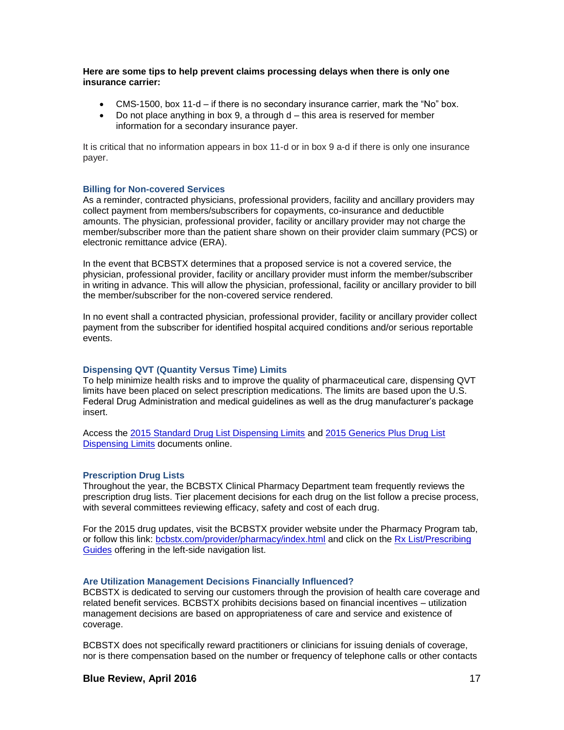**Here are some tips to help prevent claims processing delays when there is only one insurance carrier:**

- CMS-1500, box 11-d – if there is no secondary insurance carrier, mark the "No" box.
- Do not place anything in box 9, a through d – this area is reserved for member information for a secondary insurance payer.

It is critical that no information appears in box 11-d or in box 9 a-d if there is only one insurance payer.

### Billing for Non-covered Services

As a reminder, contracted physicians, professional providers, facility and ancillary providers may collect payment from members/subscribers for copayments, co-insurance and deductible amounts. The physician, professional provider, facility or ancillary provider may not charge the member/subscriber more than the patient share shown on their provider claim summary (PCS) or electronic remittance advice (ERA).

In the event that BCBSTX determines that a proposed service is not a covered service, the physician, professional provider, facility or ancillary provider must inform the member/subscriber in writing in advance. This will allow the physician, professional, facility or ancillary provider to bill the member/subscriber for the non-covered service rendered.

In no event shall a contracted physician, professional provider, facility or ancillary provider collect payment from the subscriber for identified hospital acquired conditions and/or serious reportable events.

### Dispensing QVT (Quantity Versus Time) Limits

To help minimize health risks and to improve the quality of pharmaceutical care, dispensing QVT limits have been placed on select prescription medications. The limits are based upon the U.S. Federal Drug Administration and medical guidelines as well as the drug manufacturer's package insert.

Access the 2015 Standard Drug List Dispensing Limits and 2015 Generics Plus Drug List Dispensing Limits documents online.

### Prescription Drug Lists

Throughout the year, the BCBSTX Clinical Pharmacy Department team frequently reviews the prescription drug lists. Tier placement decisions for each drug on the list follow a precise process, with several committees reviewing efficacy, safety and cost of each drug.

For the 2015 drug updates, visit the BCBSTX provider website under the Pharmacy Program tab, or follow this link: bcbstx.com/provider/pharmacy/index.html and click on the Rx List/Prescribing Guides offering in the left-side navigation list.

### Are Utilization Management Decisions Financially Influenced?

BCBSTX is dedicated to serving our customers through the provision of health care coverage and related benefit services. BCBSTX prohibits decisions based on financial incentives – utilization management decisions are based on appropriateness of care and service and existence of coverage.

BCBSTX does not specifically reward practitioners or clinicians for issuing denials of coverage, nor is there compensation based on the number or frequency of telephone calls or other contacts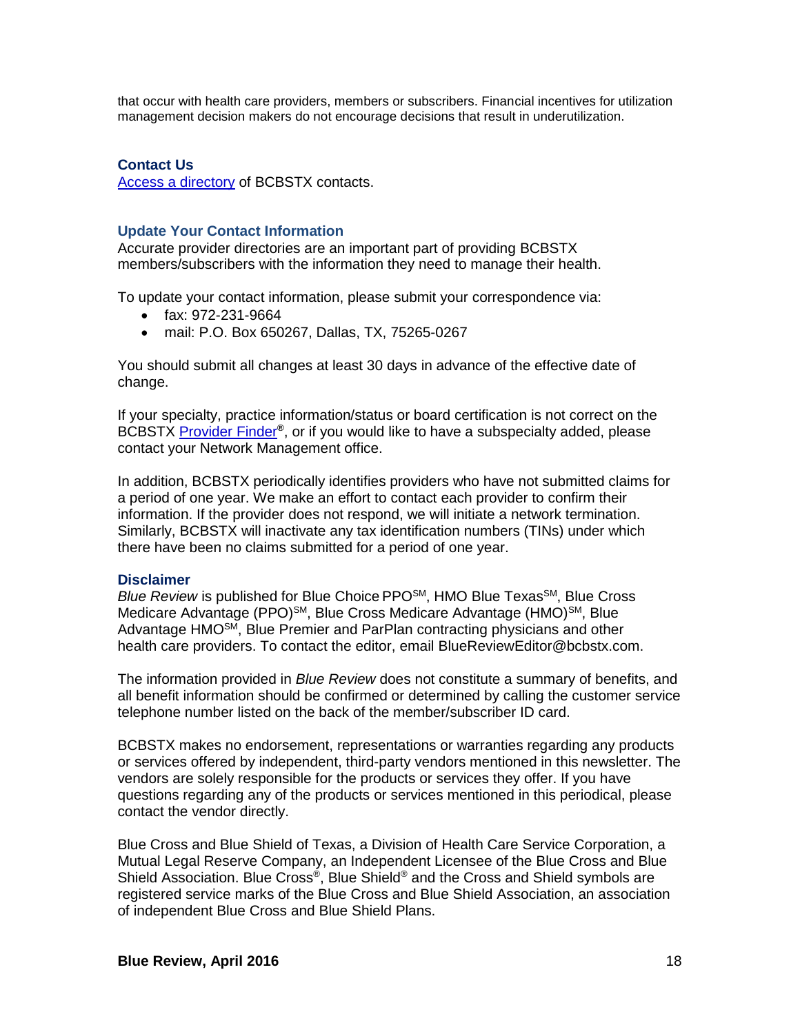that occur with health care providers, members or subscribers. Financial incentives for utilization management decision makers do not encourage decisions that result in underutilization.

## Contact Us

[Access a directory](#) of BCBSTX contacts.

### Update Your Contact Information

Accurate provider directories are an important part of providing BCBSTX members/subscribers with the information they need to manage their health.

To update your contact information, please submit your correspondence via:

- fax: 972-231-9664
- mail: P.O. Box 650267, Dallas, TX, 75265-0267

You should submit all changes at least 30 days in advance of the effective date of change.

If your specialty, practice information/status or board certification is not correct on the BCBSTX [Provider Finder®](#), or if you would like to have a subspecialty added, please contact your Network Management office.

In addition, BCBSTX periodically identifies providers who have not submitted claims for a period of one year. We make an effort to contact each provider to confirm their information. If the provider does not respond, we will initiate a network termination. Similarly, BCBSTX will inactivate any tax identification numbers (TINs) under which there have been no claims submitted for a period of one year.

## Disclaimer

*Blue Review* is published for Blue Choice PPO℠, HMO Blue Texas℠, Blue Cross Medicare Advantage (PPO)℠, Blue Cross Medicare Advantage (HMO)℠, Blue Advantage HMO℠, Blue Premier and ParPlan contracting physicians and other health care providers. To contact the editor, email BlueReviewEditor@bcbstx.com.

The information provided in *Blue Review* does not constitute a summary of benefits, and all benefit information should be confirmed or determined by calling the customer service telephone number listed on the back of the member/subscriber ID card.

BCBSTX makes no endorsement, representations or warranties regarding any products or services offered by independent, third-party vendors mentioned in this newsletter. The vendors are solely responsible for the products or services they offer. If you have questions regarding any of the products or services mentioned in this periodical, please contact the vendor directly.

Blue Cross and Blue Shield of Texas, a Division of Health Care Service Corporation, a Mutual Legal Reserve Company, an Independent Licensee of the Blue Cross and Blue Shield Association. Blue Cross®, Blue Shield® and the Cross and Shield symbols are registered service marks of the Blue Cross and Blue Shield Association, an association of independent Blue Cross and Blue Shield Plans.